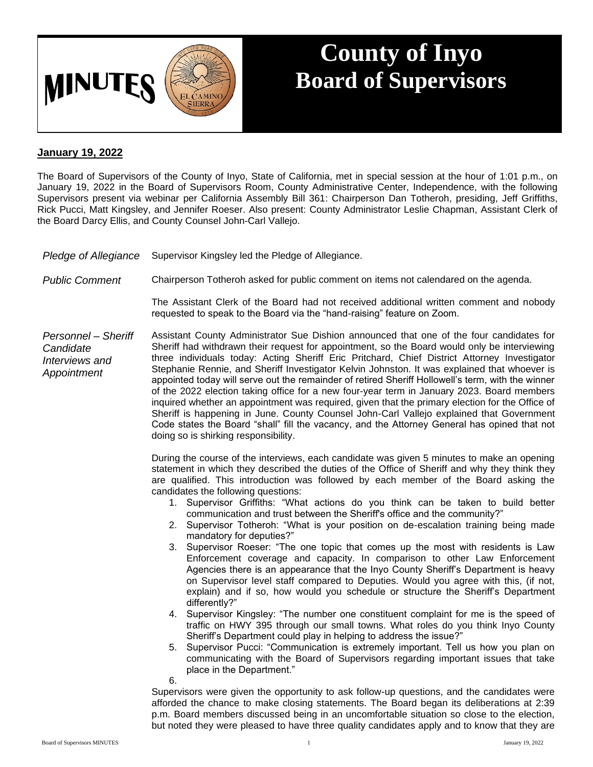# MINUTES

# County of Inyo Board of Supervisors

**January 19, 2022**

The Board of Supervisors of the County of Inyo, State of California, met in special session at the hour of 1:01 p.m., on January 19, 2022 in the Board of Supervisors Room, County Administrative Center, Independence, with the following Supervisors present via webinar per California Assembly Bill 361: Chairperson Dan Totheroh, presiding, Jeff Griffiths, Rick Pucci, Matt Kingsley, and Jennifer Roeser. Also present: County Administrator Leslie Chapman, Assistant Clerk of the Board Darcy Ellis, and County Counsel John-Carl Vallejo.

*Pledge of Allegiance*

Supervisor Kingsley led the Pledge of Allegiance.

*Public Comment*

Chairperson Totheroh asked for public comment on items not calendared on the agenda.

The Assistant Clerk of the Board had not received additional written comment and nobody requested to speak to the Board via the "hand-raising" feature on Zoom.

*Personnel – Sheriff Candidate Interviews and Appointment*

Assistant County Administrator Sue Dishion announced that one of the four candidates for Sheriff had withdrawn their request for appointment, so the Board would only be interviewing three individuals today: Acting Sheriff Eric Pritchard, Chief District Attorney Investigator Stephanie Rennie, and Sheriff Investigator Kelvin Johnston. It was explained that whoever is appointed today will serve out the remainder of retired Sheriff Hollowell's term, with the winner of the 2022 election taking office for a new four-year term in January 2023. Board members inquired whether an appointment was required, given that the primary election for the Office of Sheriff is happening in June. County Counsel John-Carl Vallejo explained that Government Code states the Board "shall" fill the vacancy, and the Attorney General has opined that not doing so is shirking responsibility.

During the course of the interviews, each candidate was given 5 minutes to make an opening statement in which they described the duties of the Office of Sheriff and why they think they are qualified. This introduction was followed by each member of the Board asking the candidates the following questions:

1. Supervisor Griffiths: "What actions do you think can be taken to build better communication and trust between the Sheriff's office and the community?"
2. Supervisor Totheroh: "What is your position on de-escalation training being made mandatory for deputies?"
3. Supervisor Roeser: "The one topic that comes up the most with residents is Law Enforcement coverage and capacity. In comparison to other Law Enforcement Agencies there is an appearance that the Inyo County Sheriff's Department is heavy on Supervisor level staff compared to Deputies. Would you agree with this, (if not, explain) and if so, how would you schedule or structure the Sheriff's Department differently?"
4. Supervisor Kingsley: "The number one constituent complaint for me is the speed of traffic on HWY 395 through our small towns. What roles do you think Inyo County Sheriff's Department could play in helping to address the issue?"
5. Supervisor Pucci: "Communication is extremely important. Tell us how you plan on communicating with the Board of Supervisors regarding important issues that take place in the Department."
6.

Supervisors were given the opportunity to ask follow-up questions, and the candidates were afforded the chance to make closing statements. The Board began its deliberations at 2:39 p.m. Board members discussed being in an uncomfortable situation so close to the election, but noted they were pleased to have three quality candidates apply and to know that they are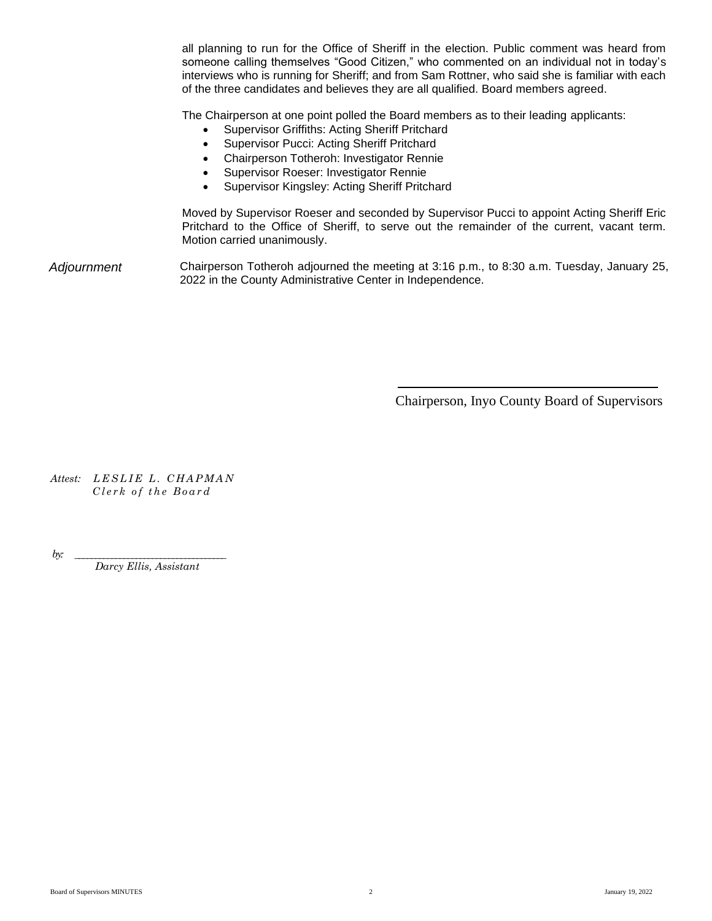all planning to run for the Office of Sheriff in the election. Public comment was heard from someone calling themselves "Good Citizen," who commented on an individual not in today's interviews who is running for Sheriff; and from Sam Rottner, who said she is familiar with each of the three candidates and believes they are all qualified. Board members agreed.

The Chairperson at one point polled the Board members as to their leading applicants:

- Supervisor Griffiths: Acting Sheriff Pritchard
- Supervisor Pucci: Acting Sheriff Pritchard
- Chairperson Totheroh: Investigator Rennie
- Supervisor Roeser: Investigator Rennie
- Supervisor Kingsley: Acting Sheriff Pritchard

Moved by Supervisor Roeser and seconded by Supervisor Pucci to appoint Acting Sheriff Eric Pritchard to the Office of Sheriff, to serve out the remainder of the current, vacant term. Motion carried unanimously.

*Adjournment*

Chairperson Totheroh adjourned the meeting at 3:16 p.m., to 8:30 a.m. Tuesday, January 25, 2022 in the County Administrative Center in Independence.

Chairperson, Inyo County Board of Supervisors

*Attest: LESLIE L. CHAPMAN*
*Clerk of the Board*

*by:* ______________________________
*Darcy Ellis, Assistant*